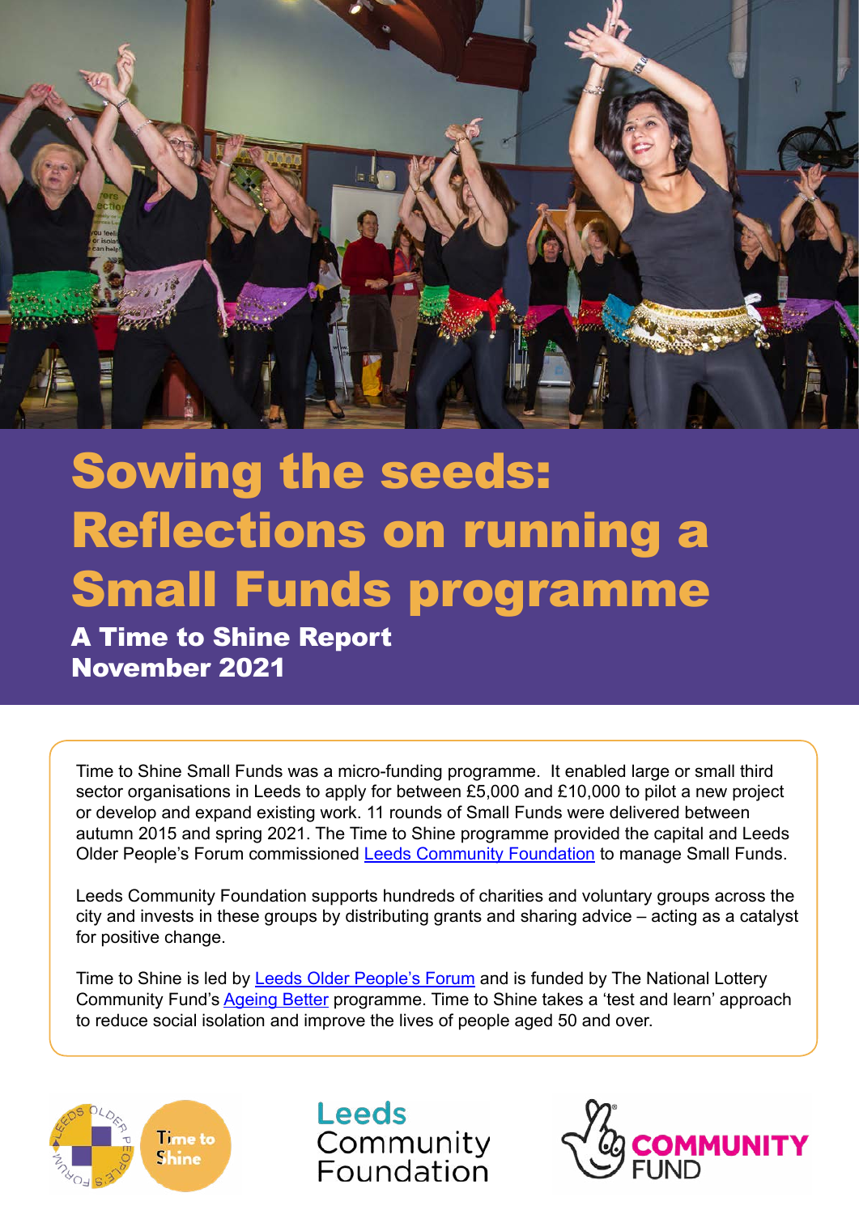# Sowing the seeds: Reflections on running a Small Funds programme

## A Time to Shine Report
## November 2021

Time to Shine Small Funds was a micro-funding programme. It enabled large or small third sector organisations in Leeds to apply for between £5,000 and £10,000 to pilot a new project or develop and expand existing work. 11 rounds of Small Funds were delivered between autumn 2015 and spring 2021. The Time to Shine programme provided the capital and Leeds Older People's Forum commissioned Leeds Community Foundation to manage Small Funds.

Leeds Community Foundation supports hundreds of charities and voluntary groups across the city and invests in these groups by distributing grants and sharing advice – acting as a catalyst for positive change.

Time to Shine is led by Leeds Older People's Forum and is funded by The National Lottery Community Fund's Ageing Better programme. Time to Shine takes a 'test and learn' approach to reduce social isolation and improve the lives of people aged 50 and over.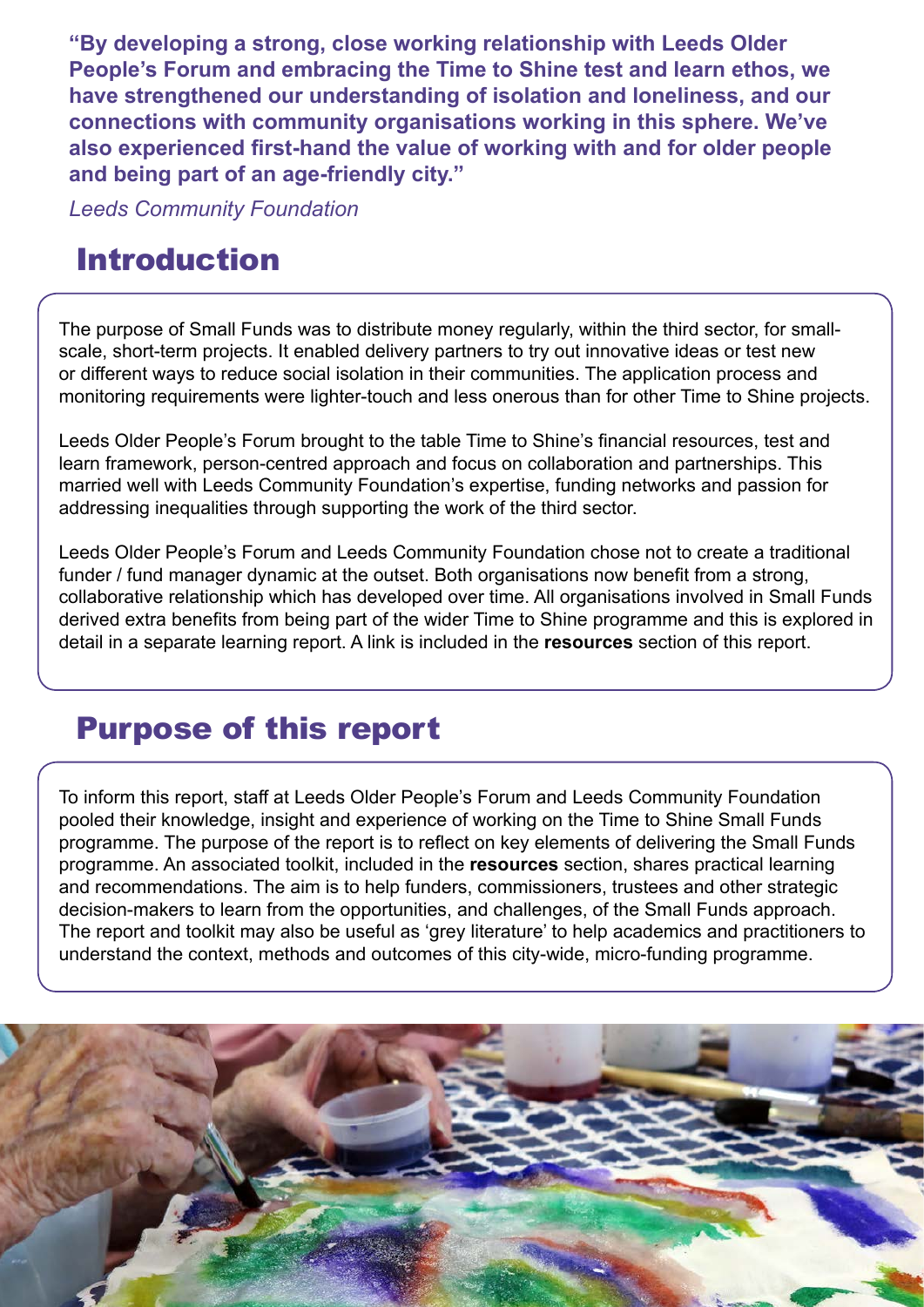**"By developing a strong, close working relationship with Leeds Older People's Forum and embracing the Time to Shine test and learn ethos, we have strengthened our understanding of isolation and loneliness, and our connections with community organisations working in this sphere. We've also experienced first-hand the value of working with and for older people and being part of an age-friendly city."**

*Leeds Community Foundation*

## Introduction

The purpose of Small Funds was to distribute money regularly, within the third sector, for small-scale, short-term projects. It enabled delivery partners to try out innovative ideas or test new or different ways to reduce social isolation in their communities. The application process and monitoring requirements were lighter-touch and less onerous than for other Time to Shine projects.

Leeds Older People's Forum brought to the table Time to Shine's financial resources, test and learn framework, person-centred approach and focus on collaboration and partnerships. This married well with Leeds Community Foundation's expertise, funding networks and passion for addressing inequalities through supporting the work of the third sector.

Leeds Older People's Forum and Leeds Community Foundation chose not to create a traditional funder / fund manager dynamic at the outset. Both organisations now benefit from a strong, collaborative relationship which has developed over time. All organisations involved in Small Funds derived extra benefits from being part of the wider Time to Shine programme and this is explored in detail in a separate learning report. A link is included in the **resources** section of this report.

## Purpose of this report

To inform this report, staff at Leeds Older People's Forum and Leeds Community Foundation pooled their knowledge, insight and experience of working on the Time to Shine Small Funds programme. The purpose of the report is to reflect on key elements of delivering the Small Funds programme. An associated toolkit, included in the **resources** section, shares practical learning and recommendations. The aim is to help funders, commissioners, trustees and other strategic decision-makers to learn from the opportunities, and challenges, of the Small Funds approach. The report and toolkit may also be useful as 'grey literature' to help academics and practitioners to understand the context, methods and outcomes of this city-wide, micro-funding programme.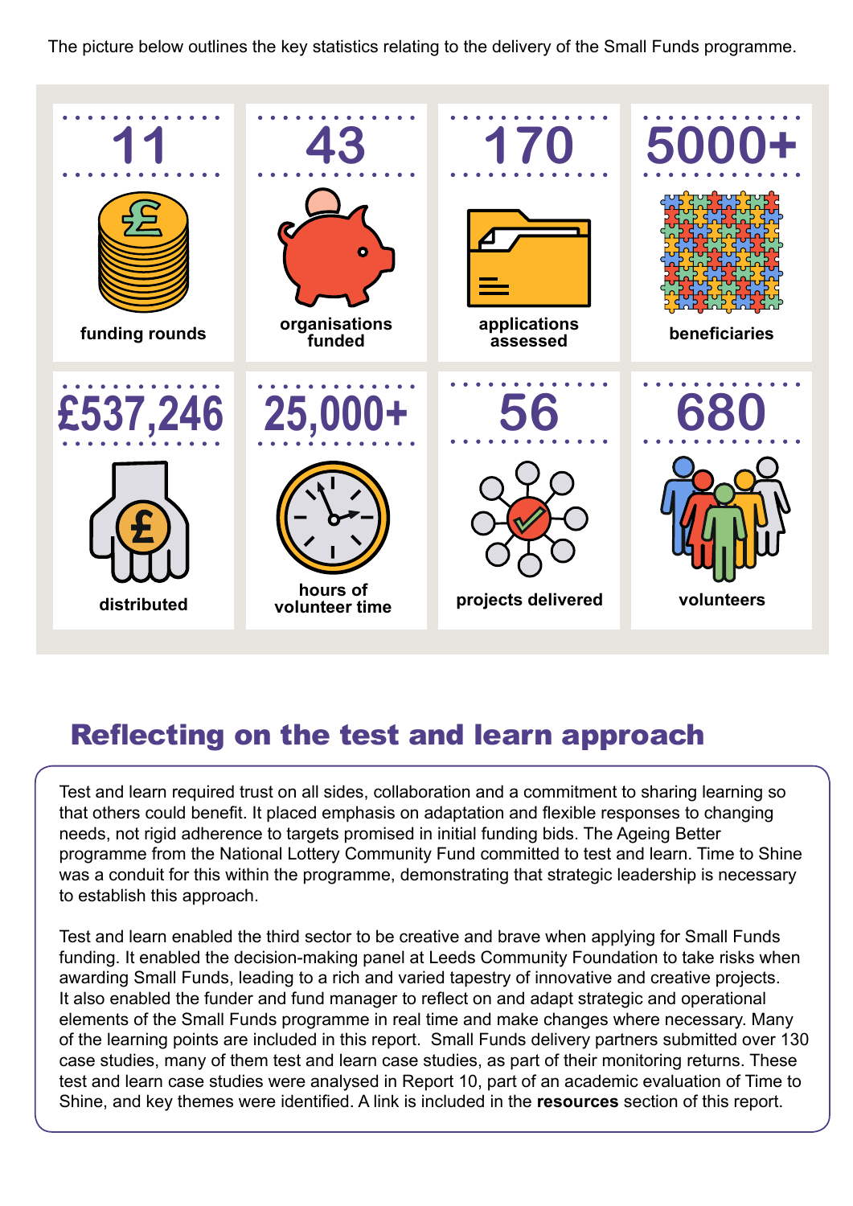The picture below outlines the key statistics relating to the delivery of the Small Funds programme.

| Statistic | Description |
| --- | --- |
| 11 | funding rounds |
| 43 | organisations funded |
| 170 | applications assessed |
| 5000+ | beneficiaries |
| £537,246 | distributed |
| 25,000+ | hours of volunteer time |
| 56 | projects delivered |
| 680 | volunteers |

## Reflecting on the test and learn approach

Test and learn required trust on all sides, collaboration and a commitment to sharing learning so that others could benefit. It placed emphasis on adaptation and flexible responses to changing needs, not rigid adherence to targets promised in initial funding bids. The Ageing Better programme from the National Lottery Community Fund committed to test and learn. Time to Shine was a conduit for this within the programme, demonstrating that strategic leadership is necessary to establish this approach.

Test and learn enabled the third sector to be creative and brave when applying for Small Funds funding. It enabled the decision-making panel at Leeds Community Foundation to take risks when awarding Small Funds, leading to a rich and varied tapestry of innovative and creative projects. It also enabled the funder and fund manager to reflect on and adapt strategic and operational elements of the Small Funds programme in real time and make changes where necessary. Many of the learning points are included in this report. Small Funds delivery partners submitted over 130 case studies, many of them test and learn case studies, as part of their monitoring returns. These test and learn case studies were analysed in Report 10, part of an academic evaluation of Time to Shine, and key themes were identified. A link is included in the **resources** section of this report.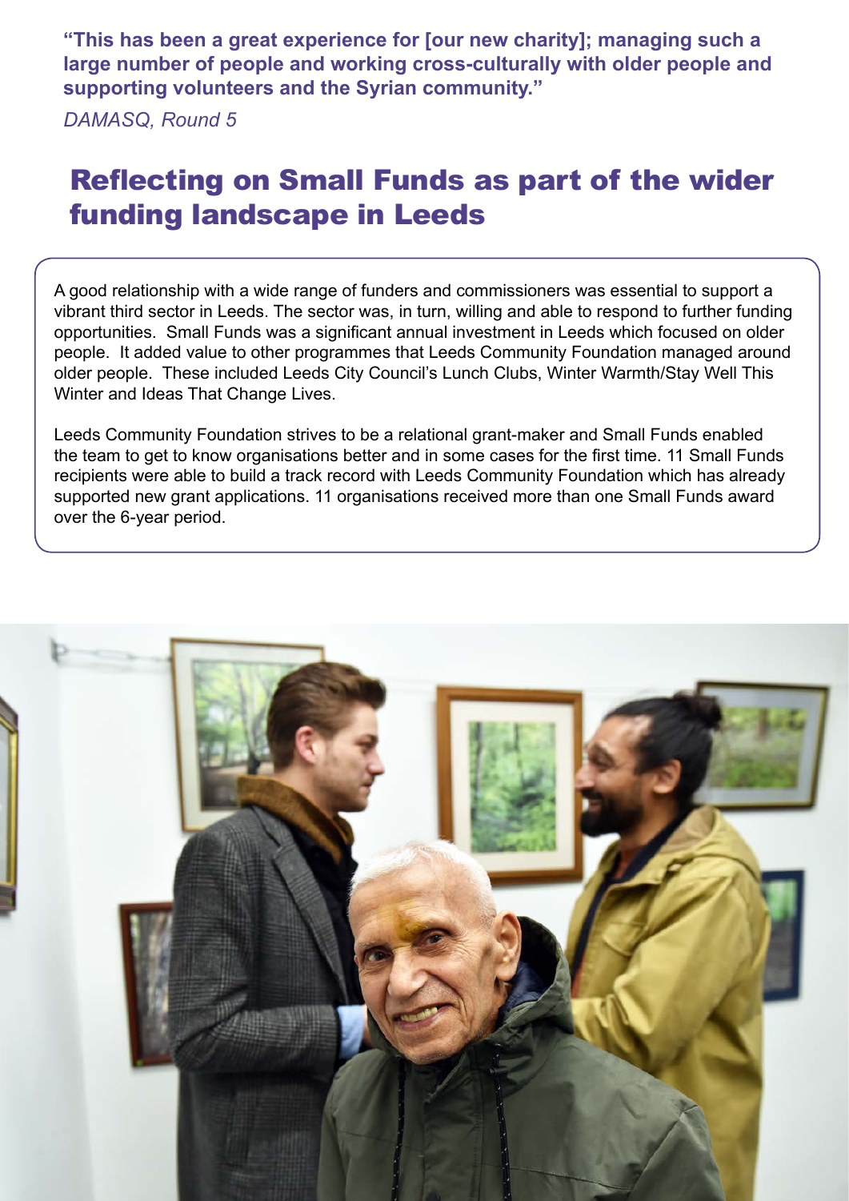**“This has been a great experience for [our new charity]; managing such a large number of people and working cross-culturally with older people and supporting volunteers and the Syrian community.”**

*DAMASQ, Round 5*

## Reflecting on Small Funds as part of the wider funding landscape in Leeds

A good relationship with a wide range of funders and commissioners was essential to support a vibrant third sector in Leeds. The sector was, in turn, willing and able to respond to further funding opportunities. Small Funds was a significant annual investment in Leeds which focused on older people. It added value to other programmes that Leeds Community Foundation managed around older people. These included Leeds City Council’s Lunch Clubs, Winter Warmth/Stay Well This Winter and Ideas That Change Lives.

Leeds Community Foundation strives to be a relational grant-maker and Small Funds enabled the team to get to know organisations better and in some cases for the first time. 11 Small Funds recipients were able to build a track record with Leeds Community Foundation which has already supported new grant applications. 11 organisations received more than one Small Funds award over the 6-year period.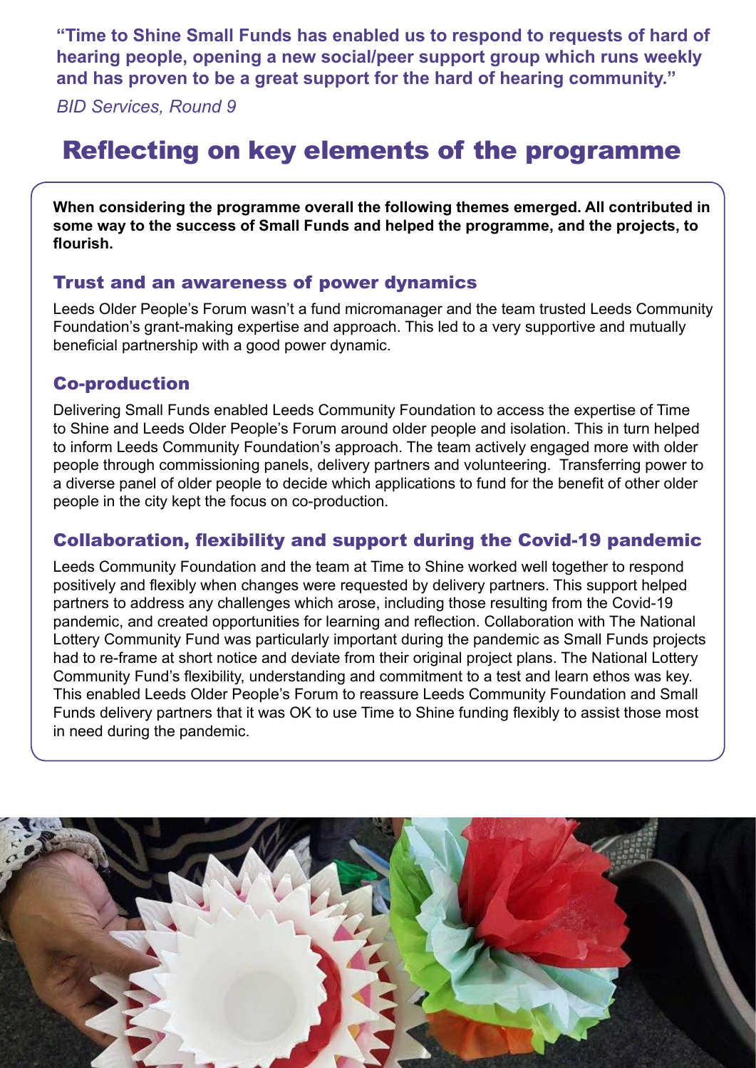**“Time to Shine Small Funds has enabled us to respond to requests of hard of hearing people, opening a new social/peer support group which runs weekly and has proven to be a great support for the hard of hearing community.”**

*BID Services, Round 9*

# Reflecting on key elements of the programme

**When considering the programme overall the following themes emerged. All contributed in some way to the success of Small Funds and helped the programme, and the projects, to flourish.**

## Trust and an awareness of power dynamics

Leeds Older People’s Forum wasn’t a fund micromanager and the team trusted Leeds Community Foundation’s grant-making expertise and approach. This led to a very supportive and mutually beneficial partnership with a good power dynamic.

## Co-production

Delivering Small Funds enabled Leeds Community Foundation to access the expertise of Time to Shine and Leeds Older People’s Forum around older people and isolation. This in turn helped to inform Leeds Community Foundation’s approach. The team actively engaged more with older people through commissioning panels, delivery partners and volunteering. Transferring power to a diverse panel of older people to decide which applications to fund for the benefit of other older people in the city kept the focus on co-production.

## Collaboration, flexibility and support during the Covid-19 pandemic

Leeds Community Foundation and the team at Time to Shine worked well together to respond positively and flexibly when changes were requested by delivery partners. This support helped partners to address any challenges which arose, including those resulting from the Covid-19 pandemic, and created opportunities for learning and reflection. Collaboration with The National Lottery Community Fund was particularly important during the pandemic as Small Funds projects had to re-frame at short notice and deviate from their original project plans. The National Lottery Community Fund’s flexibility, understanding and commitment to a test and learn ethos was key. This enabled Leeds Older People’s Forum to reassure Leeds Community Foundation and Small Funds delivery partners that it was OK to use Time to Shine funding flexibly to assist those most in need during the pandemic.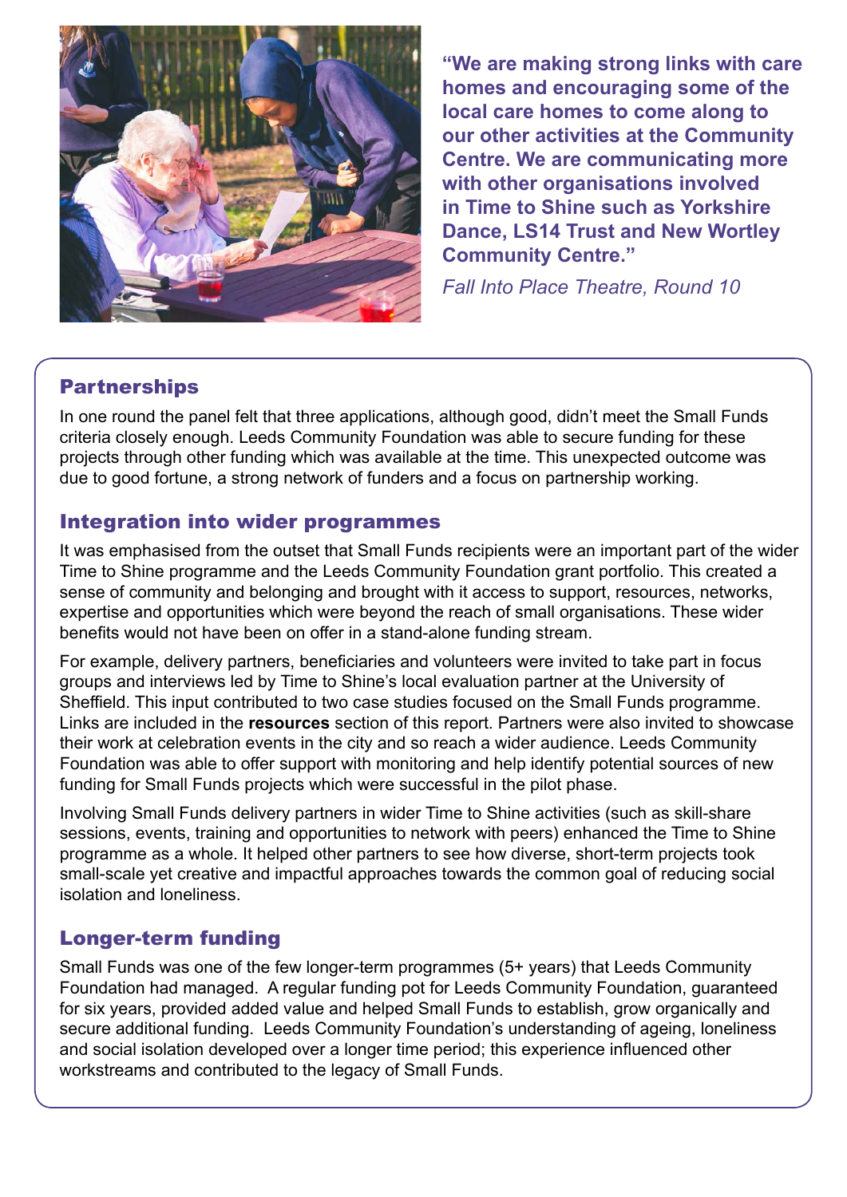**"We are making strong links with care homes and encouraging some of the local care homes to come along to our other activities at the Community Centre. We are communicating more with other organisations involved in Time to Shine such as Yorkshire Dance, LS14 Trust and New Wortley Community Centre."**

*Fall Into Place Theatre, Round 10*

## Partnerships

In one round the panel felt that three applications, although good, didn't meet the Small Funds criteria closely enough. Leeds Community Foundation was able to secure funding for these projects through other funding which was available at the time. This unexpected outcome was due to good fortune, a strong network of funders and a focus on partnership working.

## Integration into wider programmes

It was emphasised from the outset that Small Funds recipients were an important part of the wider Time to Shine programme and the Leeds Community Foundation grant portfolio. This created a sense of community and belonging and brought with it access to support, resources, networks, expertise and opportunities which were beyond the reach of small organisations. These wider benefits would not have been on offer in a stand-alone funding stream.

For example, delivery partners, beneficiaries and volunteers were invited to take part in focus groups and interviews led by Time to Shine's local evaluation partner at the University of Sheffield. This input contributed to two case studies focused on the Small Funds programme. Links are included in the **resources** section of this report. Partners were also invited to showcase their work at celebration events in the city and so reach a wider audience. Leeds Community Foundation was able to offer support with monitoring and help identify potential sources of new funding for Small Funds projects which were successful in the pilot phase.

Involving Small Funds delivery partners in wider Time to Shine activities (such as skill-share sessions, events, training and opportunities to network with peers) enhanced the Time to Shine programme as a whole. It helped other partners to see how diverse, short-term projects took small-scale yet creative and impactful approaches towards the common goal of reducing social isolation and loneliness.

## Longer-term funding

Small Funds was one of the few longer-term programmes (5+ years) that Leeds Community Foundation had managed. A regular funding pot for Leeds Community Foundation, guaranteed for six years, provided added value and helped Small Funds to establish, grow organically and secure additional funding. Leeds Community Foundation's understanding of ageing, loneliness and social isolation developed over a longer time period; this experience influenced other workstreams and contributed to the legacy of Small Funds.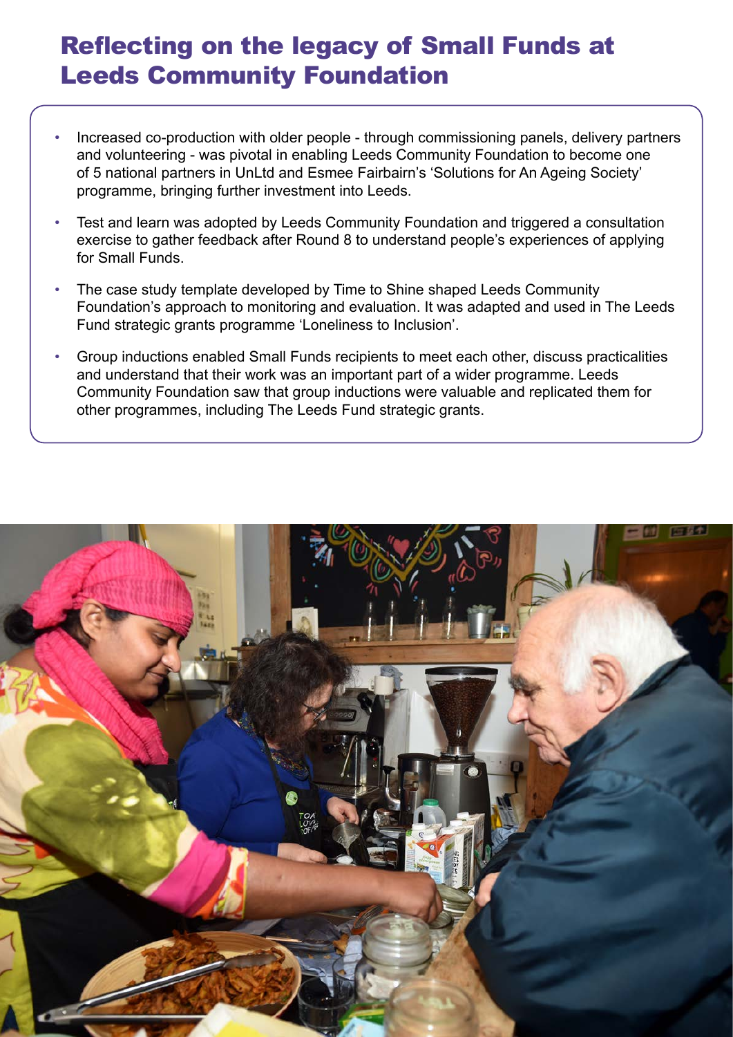# Reflecting on the legacy of Small Funds at Leeds Community Foundation

- Increased co-production with older people - through commissioning panels, delivery partners and volunteering - was pivotal in enabling Leeds Community Foundation to become one of 5 national partners in UnLtd and Esmee Fairbairn's 'Solutions for An Ageing Society' programme, bringing further investment into Leeds.
- Test and learn was adopted by Leeds Community Foundation and triggered a consultation exercise to gather feedback after Round 8 to understand people's experiences of applying for Small Funds.
- The case study template developed by Time to Shine shaped Leeds Community Foundation's approach to monitoring and evaluation. It was adapted and used in The Leeds Fund strategic grants programme 'Loneliness to Inclusion'.
- Group inductions enabled Small Funds recipients to meet each other, discuss practicalities and understand that their work was an important part of a wider programme. Leeds Community Foundation saw that group inductions were valuable and replicated them for other programmes, including The Leeds Fund strategic grants.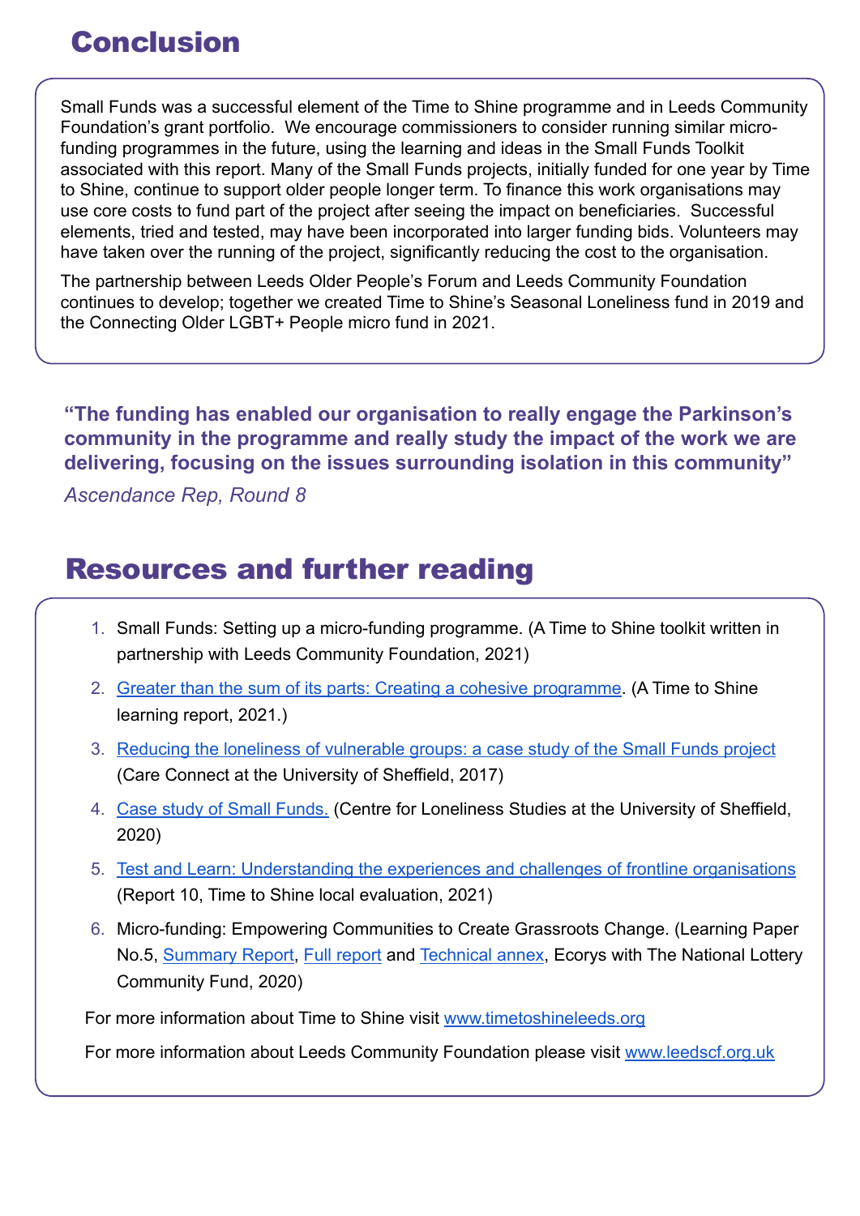# Conclusion

Small Funds was a successful element of the Time to Shine programme and in Leeds Community Foundation's grant portfolio. We encourage commissioners to consider running similar micro-funding programmes in the future, using the learning and ideas in the Small Funds Toolkit associated with this report. Many of the Small Funds projects, initially funded for one year by Time to Shine, continue to support older people longer term. To finance this work organisations may use core costs to fund part of the project after seeing the impact on beneficiaries. Successful elements, tried and tested, may have been incorporated into larger funding bids. Volunteers may have taken over the running of the project, significantly reducing the cost to the organisation.

The partnership between Leeds Older People's Forum and Leeds Community Foundation continues to develop; together we created Time to Shine's Seasonal Loneliness fund in 2019 and the Connecting Older LGBT+ People micro fund in 2021.

**"The funding has enabled our organisation to really engage the Parkinson's community in the programme and really study the impact of the work we are delivering, focusing on the issues surrounding isolation in this community"**

*Ascendance Rep, Round 8*

# Resources and further reading

1. Small Funds: Setting up a micro-funding programme. (A Time to Shine toolkit written in partnership with Leeds Community Foundation, 2021)
2. Greater than the sum of its parts: Creating a cohesive programme. (A Time to Shine learning report, 2021.)
3. Reducing the loneliness of vulnerable groups: a case study of the Small Funds project (Care Connect at the University of Sheffield, 2017)
4. Case study of Small Funds. (Centre for Loneliness Studies at the University of Sheffield, 2020)
5. Test and Learn: Understanding the experiences and challenges of frontline organisations (Report 10, Time to Shine local evaluation, 2021)
6. Micro-funding: Empowering Communities to Create Grassroots Change. (Learning Paper No.5, Summary Report, Full report and Technical annex, Ecorys with The National Lottery Community Fund, 2020)

For more information about Time to Shine visit www.timetoshineleeds.org

For more information about Leeds Community Foundation please visit www.leedscf.org.uk